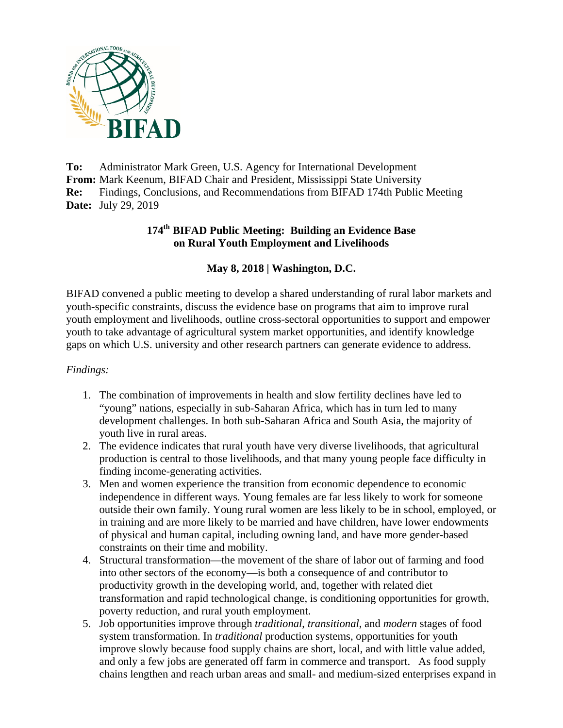**To:** Administrator Mark Green, U.S. Agency for International Development
**From:** Mark Keenum, BIFAD Chair and President, Mississippi State University
**Re:** Findings, Conclusions, and Recommendations from BIFAD 174th Public Meeting
**Date:** July 29, 2019

## 174th BIFAD Public Meeting: Building an Evidence Base on Rural Youth Employment and Livelihoods

### May 8, 2018 | Washington, D.C.

BIFAD convened a public meeting to develop a shared understanding of rural labor markets and youth-specific constraints, discuss the evidence base on programs that aim to improve rural youth employment and livelihoods, outline cross-sectoral opportunities to support and empower youth to take advantage of agricultural system market opportunities, and identify knowledge gaps on which U.S. university and other research partners can generate evidence to address.

*Findings:*

1. The combination of improvements in health and slow fertility declines have led to "young" nations, especially in sub-Saharan Africa, which has in turn led to many development challenges. In both sub-Saharan Africa and South Asia, the majority of youth live in rural areas.
2. The evidence indicates that rural youth have very diverse livelihoods, that agricultural production is central to those livelihoods, and that many young people face difficulty in finding income-generating activities.
3. Men and women experience the transition from economic dependence to economic independence in different ways. Young females are far less likely to work for someone outside their own family. Young rural women are less likely to be in school, employed, or in training and are more likely to be married and have children, have lower endowments of physical and human capital, including owning land, and have more gender-based constraints on their time and mobility.
4. Structural transformation—the movement of the share of labor out of farming and food into other sectors of the economy—is both a consequence of and contributor to productivity growth in the developing world, and, together with related diet transformation and rapid technological change, is conditioning opportunities for growth, poverty reduction, and rural youth employment.
5. Job opportunities improve through *traditional*, *transitional*, and *modern* stages of food system transformation. In *traditional* production systems, opportunities for youth improve slowly because food supply chains are short, local, and with little value added, and only a few jobs are generated off farm in commerce and transport. As food supply chains lengthen and reach urban areas and small- and medium-sized enterprises expand in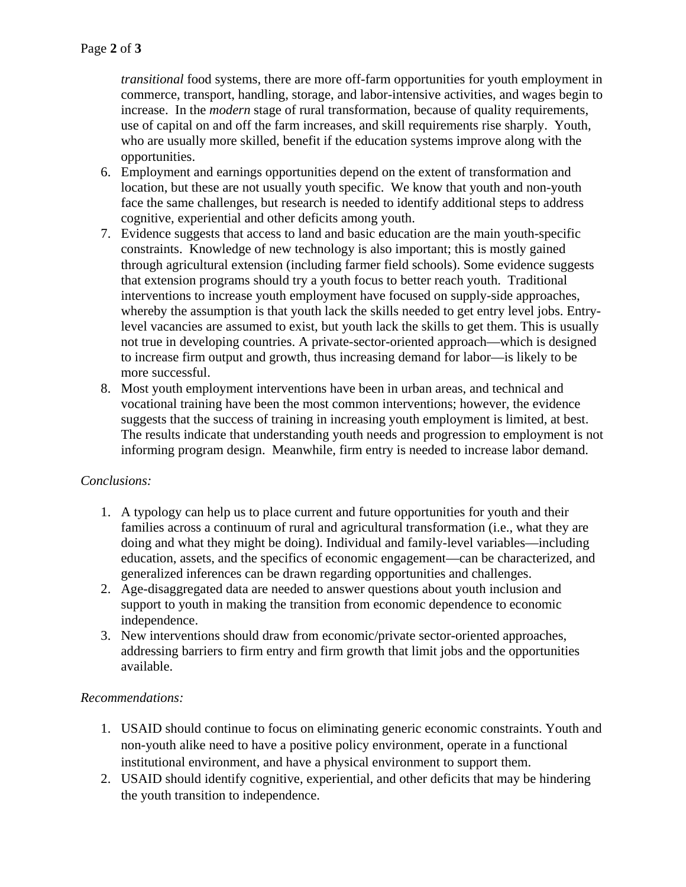*transitional* food systems, there are more off-farm opportunities for youth employment in commerce, transport, handling, storage, and labor-intensive activities, and wages begin to increase. In the *modern* stage of rural transformation, because of quality requirements, use of capital on and off the farm increases, and skill requirements rise sharply. Youth, who are usually more skilled, benefit if the education systems improve along with the opportunities.

6. Employment and earnings opportunities depend on the extent of transformation and location, but these are not usually youth specific. We know that youth and non-youth face the same challenges, but research is needed to identify additional steps to address cognitive, experiential and other deficits among youth.
7. Evidence suggests that access to land and basic education are the main youth-specific constraints. Knowledge of new technology is also important; this is mostly gained through agricultural extension (including farmer field schools). Some evidence suggests that extension programs should try a youth focus to better reach youth. Traditional interventions to increase youth employment have focused on supply-side approaches, whereby the assumption is that youth lack the skills needed to get entry level jobs. Entry-level vacancies are assumed to exist, but youth lack the skills to get them. This is usually not true in developing countries. A private-sector-oriented approach—which is designed to increase firm output and growth, thus increasing demand for labor—is likely to be more successful.
8. Most youth employment interventions have been in urban areas, and technical and vocational training have been the most common interventions; however, the evidence suggests that the success of training in increasing youth employment is limited, at best. The results indicate that understanding youth needs and progression to employment is not informing program design. Meanwhile, firm entry is needed to increase labor demand.

*Conclusions:*

1. A typology can help us to place current and future opportunities for youth and their families across a continuum of rural and agricultural transformation (i.e., what they are doing and what they might be doing). Individual and family-level variables—including education, assets, and the specifics of economic engagement—can be characterized, and generalized inferences can be drawn regarding opportunities and challenges.
2. Age-disaggregated data are needed to answer questions about youth inclusion and support to youth in making the transition from economic dependence to economic independence.
3. New interventions should draw from economic/private sector-oriented approaches, addressing barriers to firm entry and firm growth that limit jobs and the opportunities available.

*Recommendations:*

1. USAID should continue to focus on eliminating generic economic constraints. Youth and non-youth alike need to have a positive policy environment, operate in a functional institutional environment, and have a physical environment to support them.
2. USAID should identify cognitive, experiential, and other deficits that may be hindering the youth transition to independence.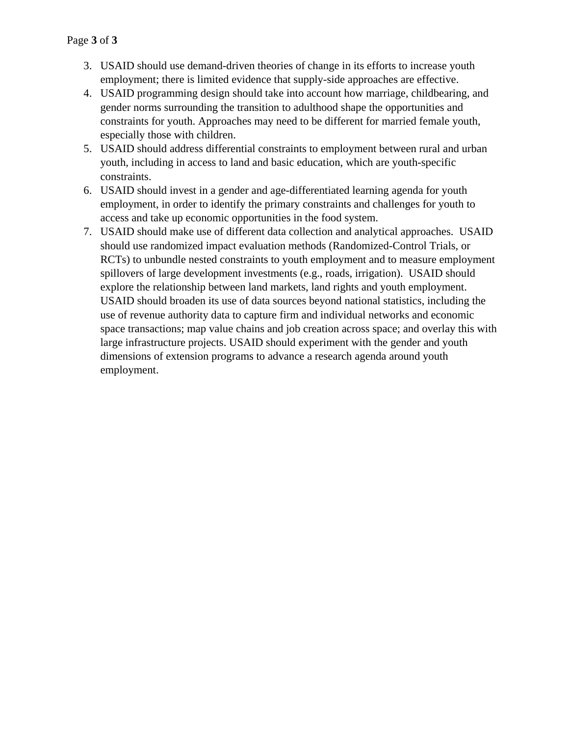3. USAID should use demand-driven theories of change in its efforts to increase youth employment; there is limited evidence that supply-side approaches are effective.
4. USAID programming design should take into account how marriage, childbearing, and gender norms surrounding the transition to adulthood shape the opportunities and constraints for youth. Approaches may need to be different for married female youth, especially those with children.
5. USAID should address differential constraints to employment between rural and urban youth, including in access to land and basic education, which are youth-specific constraints.
6. USAID should invest in a gender and age-differentiated learning agenda for youth employment, in order to identify the primary constraints and challenges for youth to access and take up economic opportunities in the food system.
7. USAID should make use of different data collection and analytical approaches. USAID should use randomized impact evaluation methods (Randomized-Control Trials, or RCTs) to unbundle nested constraints to youth employment and to measure employment spillovers of large development investments (e.g., roads, irrigation). USAID should explore the relationship between land markets, land rights and youth employment. USAID should broaden its use of data sources beyond national statistics, including the use of revenue authority data to capture firm and individual networks and economic space transactions; map value chains and job creation across space; and overlay this with large infrastructure projects. USAID should experiment with the gender and youth dimensions of extension programs to advance a research agenda around youth employment.